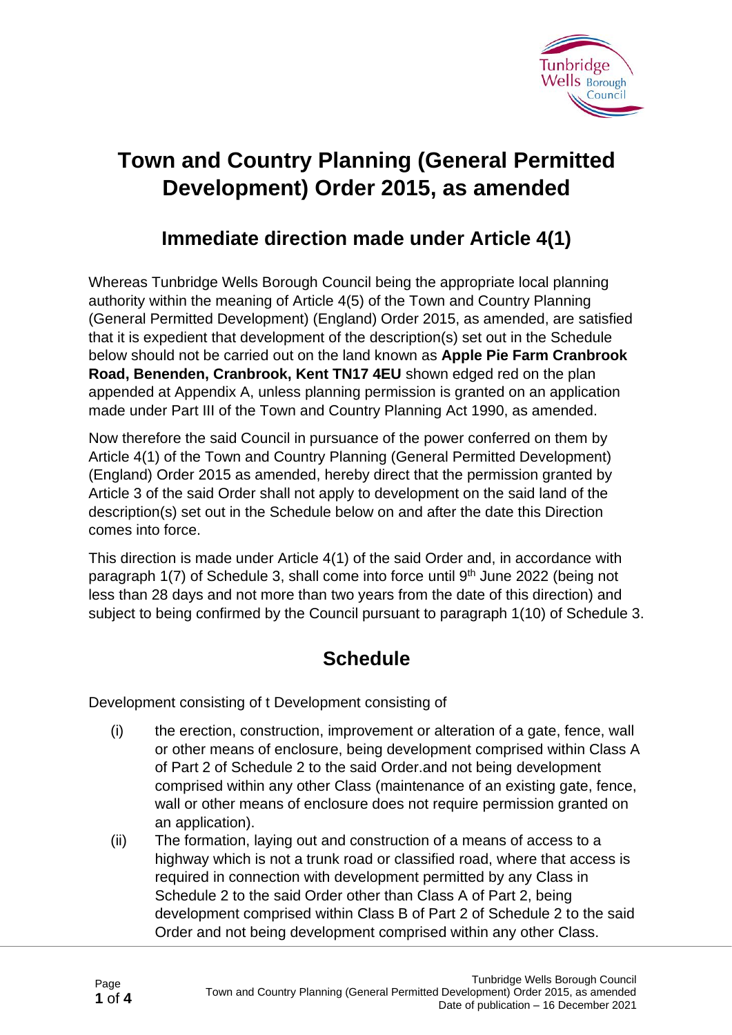# Town and Country Planning (General Permitted Development) Order 2015, as amended

## Immediate direction made under Article 4(1)

Whereas Tunbridge Wells Borough Council being the appropriate local planning authority within the meaning of Article 4(5) of the Town and Country Planning (General Permitted Development) (England) Order 2015, as amended, are satisfied that it is expedient that development of the description(s) set out in the Schedule below should not be carried out on the land known as **Apple Pie Farm Cranbrook Road, Benenden, Cranbrook, Kent TN17 4EU** shown edged red on the plan appended at Appendix A, unless planning permission is granted on an application made under Part III of the Town and Country Planning Act 1990, as amended.

Now therefore the said Council in pursuance of the power conferred on them by Article 4(1) of the Town and Country Planning (General Permitted Development) (England) Order 2015 as amended, hereby direct that the permission granted by Article 3 of the said Order shall not apply to development on the said land of the description(s) set out in the Schedule below on and after the date this Direction comes into force.

This direction is made under Article 4(1) of the said Order and, in accordance with paragraph 1(7) of Schedule 3, shall come into force until 9th June 2022 (being not less than 28 days and not more than two years from the date of this direction) and subject to being confirmed by the Council pursuant to paragraph 1(10) of Schedule 3.

## Schedule

Development consisting of t Development consisting of

(i) the erection, construction, improvement or alteration of a gate, fence, wall or other means of enclosure, being development comprised within Class A of Part 2 of Schedule 2 to the said Order.and not being development comprised within any other Class (maintenance of an existing gate, fence, wall or other means of enclosure does not require permission granted on an application).

(ii) The formation, laying out and construction of a means of access to a highway which is not a trunk road or classified road, where that access is required in connection with development permitted by any Class in Schedule 2 to the said Order other than Class A of Part 2, being development comprised within Class B of Part 2 of Schedule 2 to the said Order and not being development comprised within any other Class.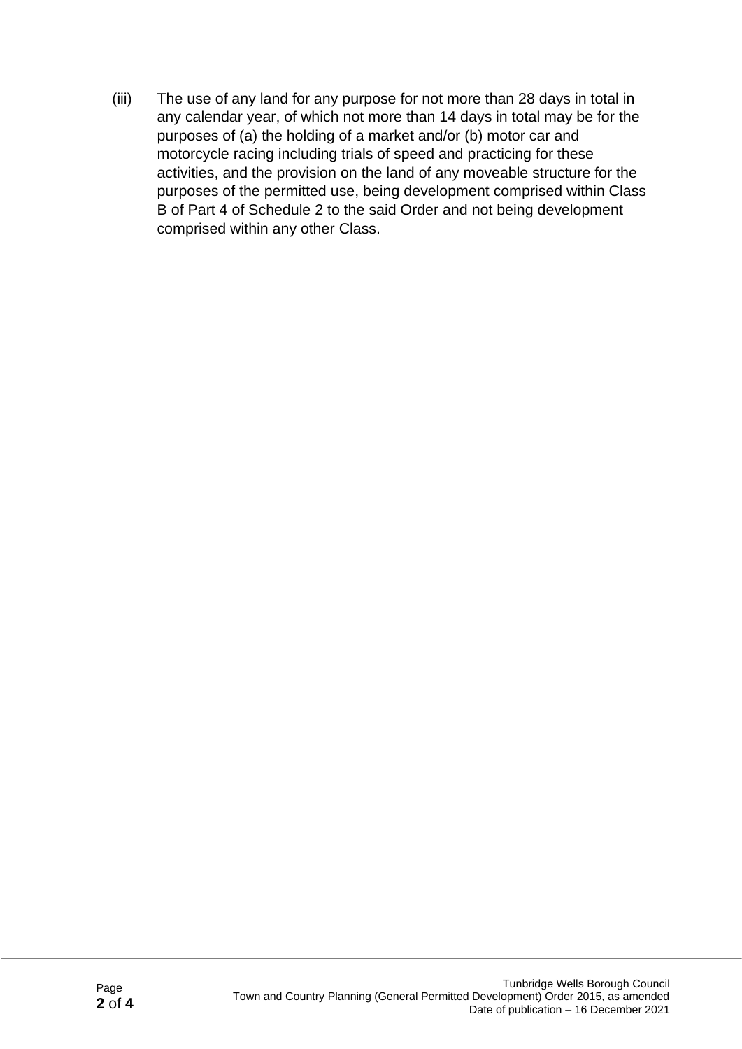(iii) The use of any land for any purpose for not more than 28 days in total in any calendar year, of which not more than 14 days in total may be for the purposes of (a) the holding of a market and/or (b) motor car and motorcycle racing including trials of speed and practicing for these activities, and the provision on the land of any moveable structure for the purposes of the permitted use, being development comprised within Class B of Part 4 of Schedule 2 to the said Order and not being development comprised within any other Class.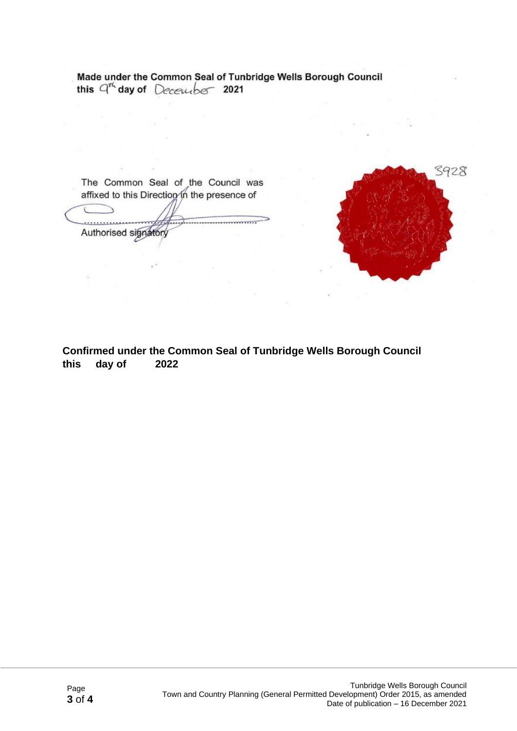**Made under the Common Seal of Tunbridge Wells Borough Council**
**this** 9th **day of** December **2021**

The Common Seal of the Council was affixed to this Direction in the presence of

.....................................................................
Authorised signatory

3928

**Confirmed under the Common Seal of Tunbridge Wells Borough Council**
**this day of 2022**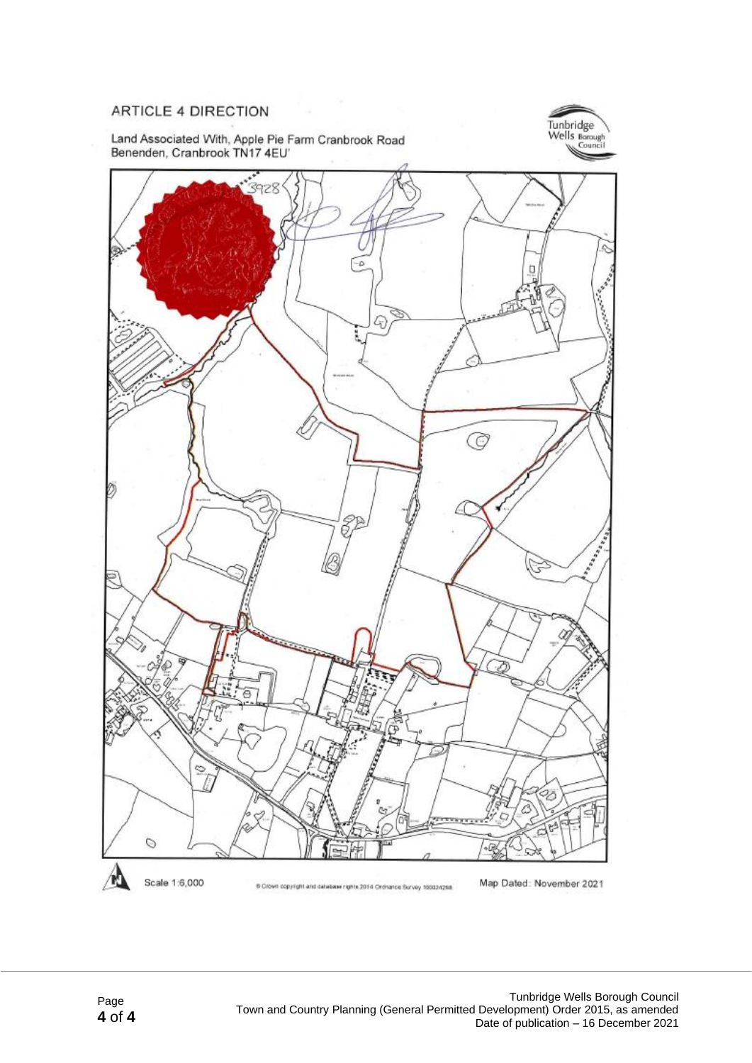# ARTICLE 4 DIRECTION

Land Associated With, Apple Pie Farm Cranbrook Road Benenden, Cranbrook TN17 4EU'

Tunbridge Wells Borough Council

Scale 1:6,000

© Crown copyright and database rights 2014 Ordnance Survey 100024298

Map Dated: November 2021

Tunbridge Wells Borough Council
Town and Country Planning (General Permitted Development) Order 2015, as amended
Date of publication – 16 December 2021